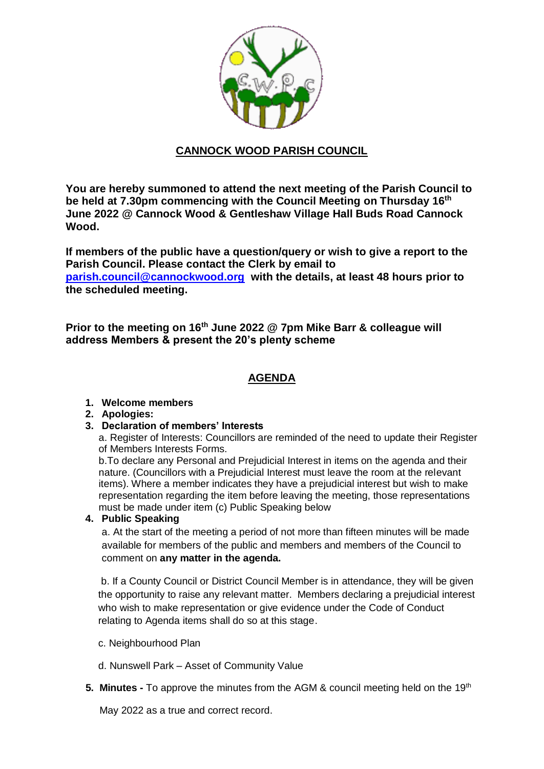# CANNOCK WOOD PARISH COUNCIL

**You are hereby summoned to attend the next meeting of the Parish Council to be held at 7.30pm commencing with the Council Meeting on Thursday 16th June 2022 @ Cannock Wood & Gentleshaw Village Hall Buds Road Cannock Wood.**

**If members of the public have a question/query or wish to give a report to the Parish Council. Please contact the Clerk by email to [parish.council@cannockwood.org](mailto:parish.council@cannockwood.org) with the details, at least 48 hours prior to the scheduled meeting.**

**Prior to the meeting on 16th June 2022 @ 7pm Mike Barr & colleague will address Members & present the 20's plenty scheme**

## AGENDA

1. **Welcome members**
2. **Apologies:**
3. **Declaration of members' Interests**

   a. Register of Interests: Councillors are reminded of the need to update their Register of Members Interests Forms.

   b.To declare any Personal and Prejudicial Interest in items on the agenda and their nature. (Councillors with a Prejudicial Interest must leave the room at the relevant items). Where a member indicates they have a prejudicial interest but wish to make representation regarding the item before leaving the meeting, those representations must be made under item (c) Public Speaking below
4. **Public Speaking**

   a. At the start of the meeting a period of not more than fifteen minutes will be made available for members of the public and members and members of the Council to comment on **any matter in the agenda.**

   b. If a County Council or District Council Member is in attendance, they will be given the opportunity to raise any relevant matter. Members declaring a prejudicial interest who wish to make representation or give evidence under the Code of Conduct relating to Agenda items shall do so at this stage.

   c. Neighbourhood Plan

   d. Nunswell Park – Asset of Community Value
5. **Minutes -** To approve the minutes from the AGM & council meeting held on the 19th May 2022 as a true and correct record.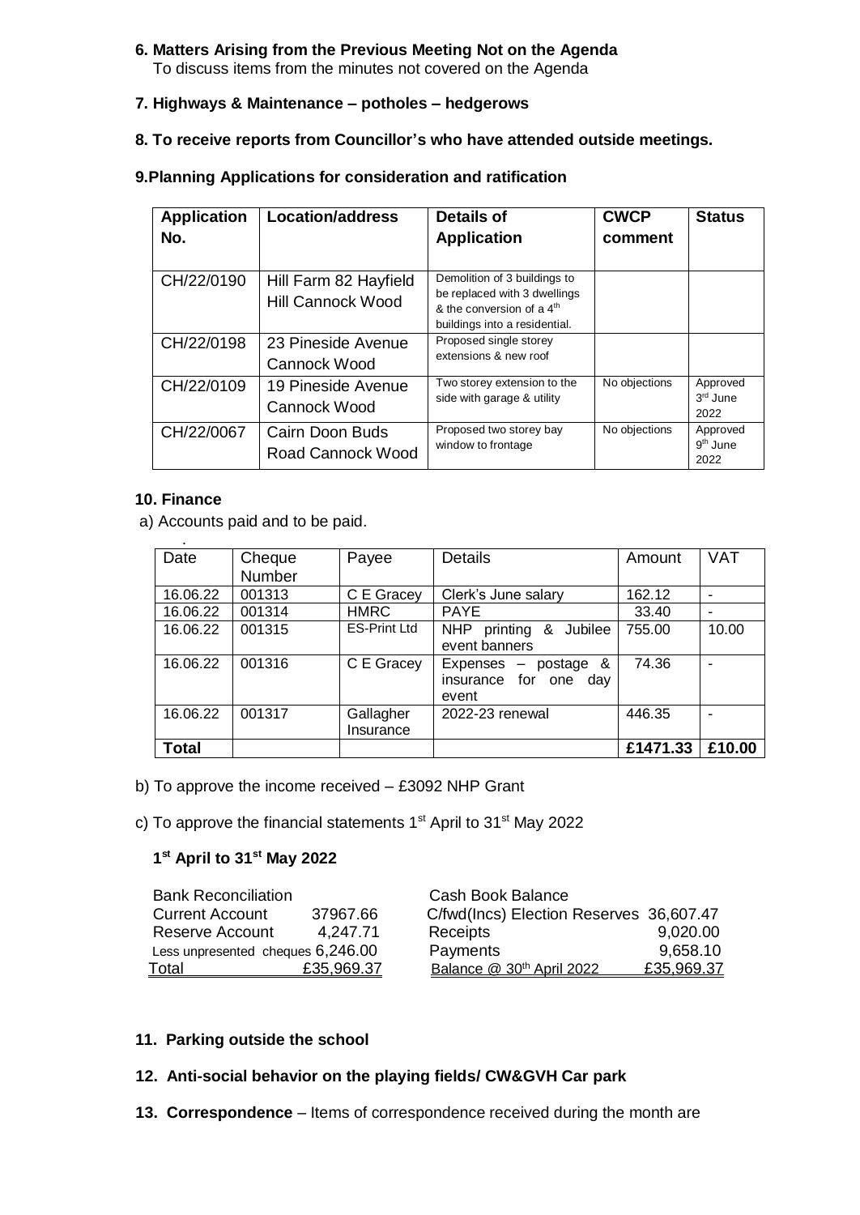**6. Matters Arising from the Previous Meeting Not on the Agenda**
To discuss items from the minutes not covered on the Agenda

**7. Highways & Maintenance – potholes – hedgerows**

**8. To receive reports from Councillor's who have attended outside meetings.**

**9.Planning Applications for consideration and ratification**

| Application No. | Location/address | Details of Application | CWCP comment | Status |
|---|---|---|---|---|
| CH/22/0190 | Hill Farm 82 Hayfield Hill Cannock Wood | Demolition of 3 buildings to be replaced with 3 dwellings & the conversion of a 4th buildings into a residential. | | |
| CH/22/0198 | 23 Pineside Avenue Cannock Wood | Proposed single storey extensions & new roof | | |
| CH/22/0109 | 19 Pineside Avenue Cannock Wood | Two storey extension to the side with garage & utility | No objections | Approved 3rd June 2022 |
| CH/22/0067 | Cairn Doon Buds Road Cannock Wood | Proposed two storey bay window to frontage | No objections | Approved 9th June 2022 |

**10. Finance**

a) Accounts paid and to be paid.

| Date | Cheque Number | Payee | Details | Amount | VAT |
|---|---|---|---|---|---|
| 16.06.22 | 001313 | C E Gracey | Clerk's June salary | 162.12 | - |
| 16.06.22 | 001314 | HMRC | PAYE | 33.40 | - |
| 16.06.22 | 001315 | ES-Print Ltd | NHP printing & Jubilee event banners | 755.00 | 10.00 |
| 16.06.22 | 001316 | C E Gracey | Expenses – postage & insurance for one day event | 74.36 | - |
| 16.06.22 | 001317 | Gallagher Insurance | 2022-23 renewal | 446.35 | - |
| **Total** | | | | **£1471.33** | **£10.00** |

b) To approve the income received – £3092 NHP Grant

c) To approve the financial statements 1st April to 31st May 2022

**1st April to 31st May 2022**

| Bank Reconciliation | | Cash Book Balance | |
|---|---|---|---|
| Current Account | 37967.66 | C/fwd(Incs) Election Reserves | 36,607.47 |
| Reserve Account | 4,247.71 | Receipts | 9,020.00 |
| Less unpresented cheques | 6,246.00 | Payments | 9,658.10 |
| Total | £35,969.37 | Balance @ 30th April 2022 | £35,969.37 |

**11. Parking outside the school**

**12. Anti-social behavior on the playing fields/ CW&GVH Car park**

**13. Correspondence** – Items of correspondence received during the month are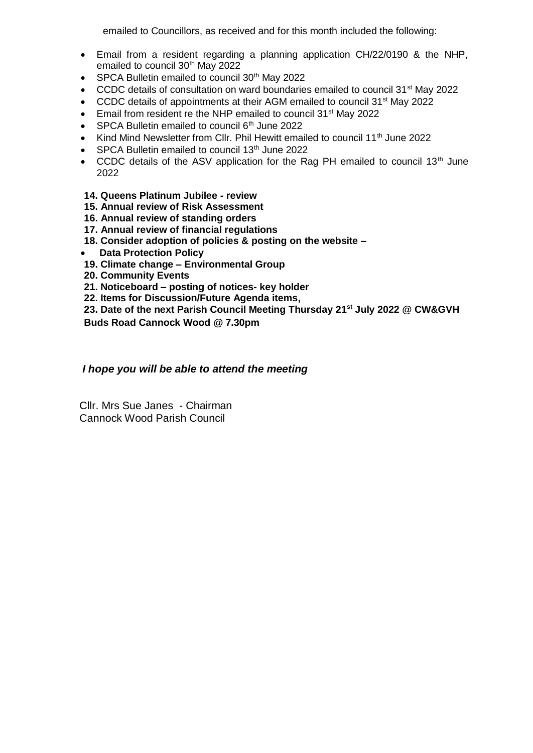emailed to Councillors, as received and for this month included the following:

- Email from a resident regarding a planning application CH/22/0190 & the NHP, emailed to council 30th May 2022
- SPCA Bulletin emailed to council 30th May 2022
- CCDC details of consultation on ward boundaries emailed to council 31st May 2022
- CCDC details of appointments at their AGM emailed to council 31st May 2022
- Email from resident re the NHP emailed to council 31st May 2022
- SPCA Bulletin emailed to council 6th June 2022
- Kind Mind Newsletter from Cllr. Phil Hewitt emailed to council 11th June 2022
- SPCA Bulletin emailed to council 13th June 2022
- CCDC details of the ASV application for the Rag PH emailed to council 13th June 2022

**14. Queens Platinum Jubilee - review**

**15. Annual review of Risk Assessment**

**16. Annual review of standing orders**

**17. Annual review of financial regulations**

**18. Consider adoption of policies & posting on the website –**

- **Data Protection Policy**

**19. Climate change – Environmental Group**

**20. Community Events**

**21. Noticeboard – posting of notices- key holder**

**22. Items for Discussion/Future Agenda items,**

**23. Date of the next Parish Council Meeting Thursday 21st July 2022 @ CW&GVH Buds Road Cannock Wood @ 7.30pm**

***I hope you will be able to attend the meeting***

Cllr. Mrs Sue Janes - Chairman
Cannock Wood Parish Council